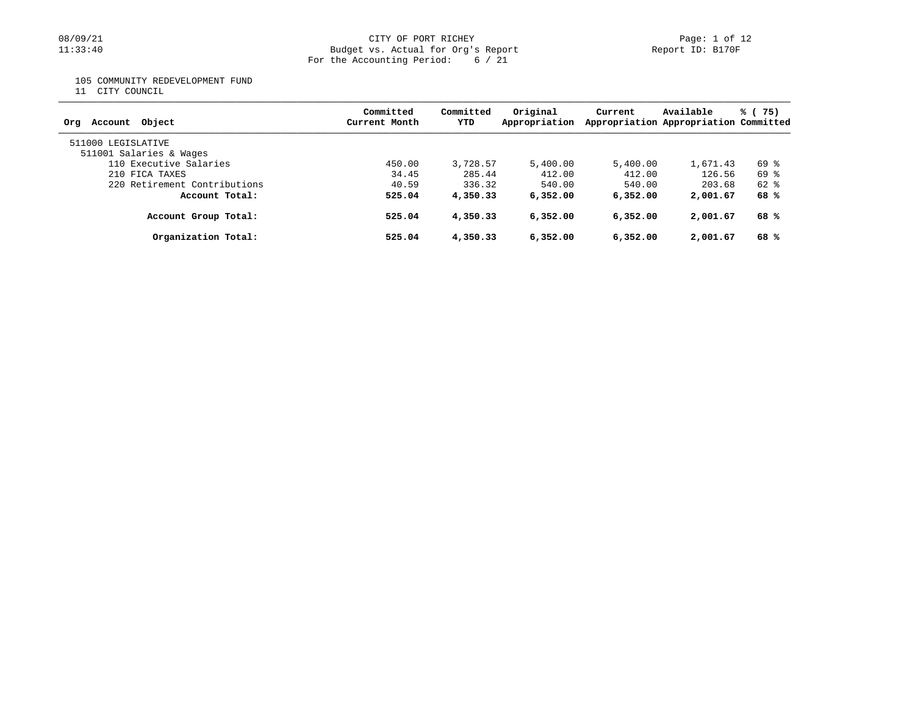CITY OF PORT RICHEY
Budget vs. Actual for Org's Report
For the Accounting Period: 6 / 21

Report ID: B170F

08/09/21
11:33:40

105 COMMUNITY REDEVELOPMENT FUND
11 CITY COUNCIL

| Org Account Object | Committed Current Month | Committed YTD | Original Appropriation | Current Appropriation | Available Appropriation | % ( 75) Committed |
|---|---|---|---|---|---|---|
| 511000 LEGISLATIVE | | | | | | |
| 511001 Salaries & Wages | | | | | | |
| 110 Executive Salaries | 450.00 | 3,728.57 | 5,400.00 | 5,400.00 | 1,671.43 | 69 % |
| 210 FICA TAXES | 34.45 | 285.44 | 412.00 | 412.00 | 126.56 | 69 % |
| 220 Retirement Contributions | 40.59 | 336.32 | 540.00 | 540.00 | 203.68 | 62 % |
| **Account Total:** | **525.04** | **4,350.33** | **6,352.00** | **6,352.00** | **2,001.67** | **68 %** |
| **Account Group Total:** | **525.04** | **4,350.33** | **6,352.00** | **6,352.00** | **2,001.67** | **68 %** |
| **Organization Total:** | **525.04** | **4,350.33** | **6,352.00** | **6,352.00** | **2,001.67** | **68 %** |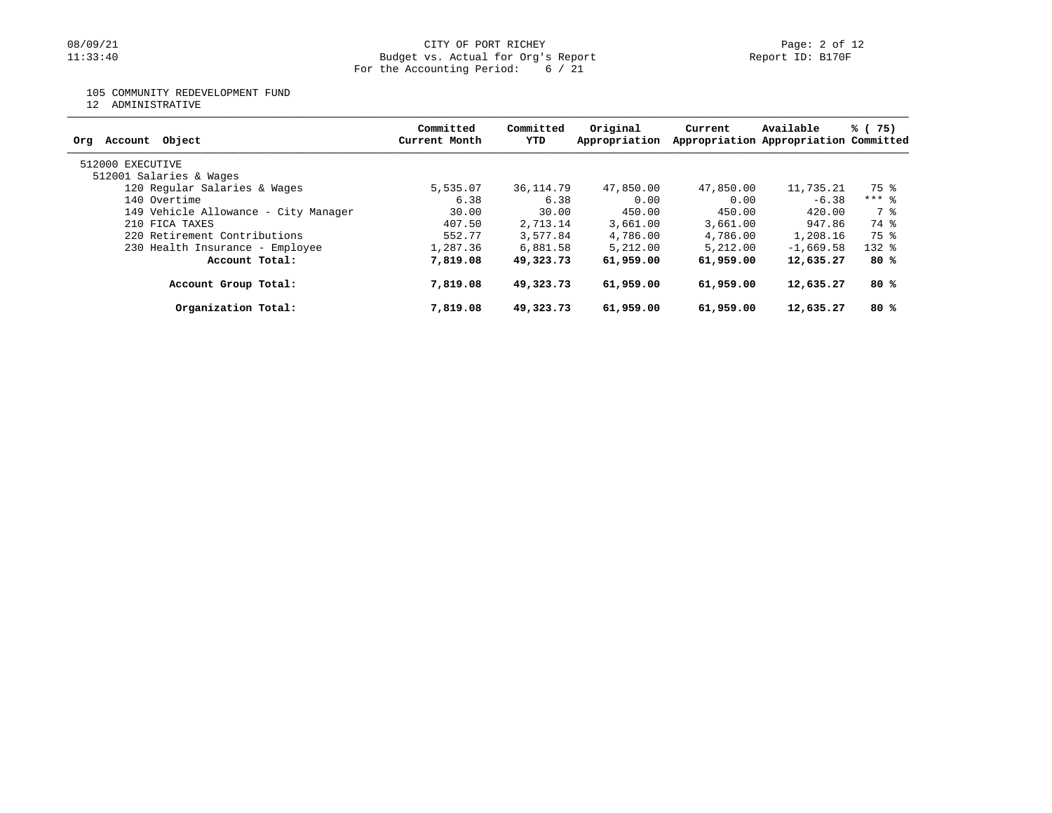CITY OF PORT RICHEY
Budget vs. Actual for Org's Report
For the Accounting Period: 6 / 21

Report ID: B170F

105 COMMUNITY REDEVELOPMENT FUND
12 ADMINISTRATIVE

| Org Account Object | Committed Current Month | Committed YTD | Original Appropriation | Current Appropriation | Available Appropriation | % ( 75) Committed |
|---|---|---|---|---|---|---|
| 512000 EXECUTIVE | | | | | | |
| 512001 Salaries & Wages | | | | | | |
| 120 Regular Salaries & Wages | 5,535.07 | 36,114.79 | 47,850.00 | 47,850.00 | 11,735.21 | 75 % |
| 140 Overtime | 6.38 | 6.38 | 0.00 | 0.00 | -6.38 | *** % |
| 149 Vehicle Allowance - City Manager | 30.00 | 30.00 | 450.00 | 450.00 | 420.00 | 7 % |
| 210 FICA TAXES | 407.50 | 2,713.14 | 3,661.00 | 3,661.00 | 947.86 | 74 % |
| 220 Retirement Contributions | 552.77 | 3,577.84 | 4,786.00 | 4,786.00 | 1,208.16 | 75 % |
| 230 Health Insurance - Employee | 1,287.36 | 6,881.58 | 5,212.00 | 5,212.00 | -1,669.58 | 132 % |
| **Account Total:** | **7,819.08** | **49,323.73** | **61,959.00** | **61,959.00** | **12,635.27** | **80 %** |
| **Account Group Total:** | **7,819.08** | **49,323.73** | **61,959.00** | **61,959.00** | **12,635.27** | **80 %** |
| **Organization Total:** | **7,819.08** | **49,323.73** | **61,959.00** | **61,959.00** | **12,635.27** | **80 %** |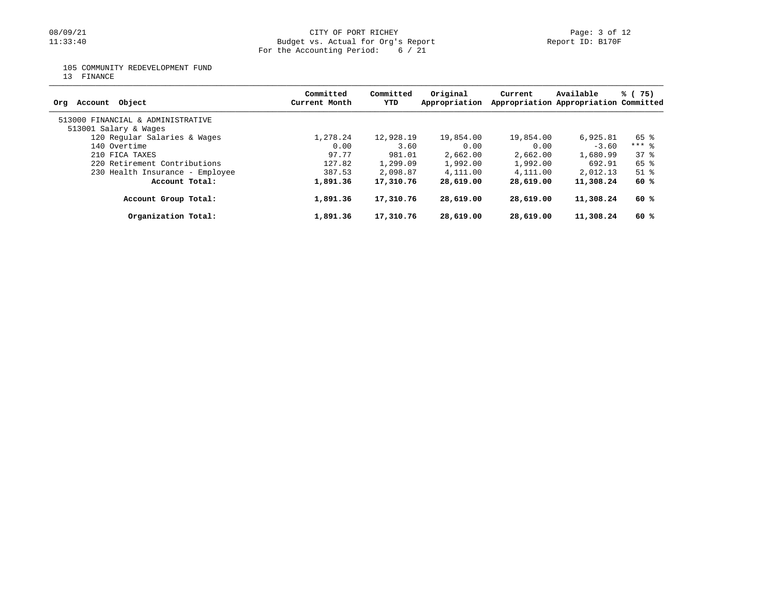CITY OF PORT RICHEY
Budget vs. Actual for Org's Report
For the Accounting Period: 6 / 21

08/09/21
11:33:40

Report ID: B170F

105 COMMUNITY REDEVELOPMENT FUND
13 FINANCE

| Org Account Object | Committed Current Month | Committed YTD | Original Appropriation | Current Appropriation | Available Appropriation | % ( 75) Committed |
|---|---|---|---|---|---|---|
| 513000 FINANCIAL & ADMINISTRATIVE | | | | | | |
| 513001 Salary & Wages | | | | | | |
| 120 Regular Salaries & Wages | 1,278.24 | 12,928.19 | 19,854.00 | 19,854.00 | 6,925.81 | 65 % |
| 140 Overtime | 0.00 | 3.60 | 0.00 | 0.00 | -3.60 | *** % |
| 210 FICA TAXES | 97.77 | 981.01 | 2,662.00 | 2,662.00 | 1,680.99 | 37 % |
| 220 Retirement Contributions | 127.82 | 1,299.09 | 1,992.00 | 1,992.00 | 692.91 | 65 % |
| 230 Health Insurance - Employee | 387.53 | 2,098.87 | 4,111.00 | 4,111.00 | 2,012.13 | 51 % |
| **Account Total:** | **1,891.36** | **17,310.76** | **28,619.00** | **28,619.00** | **11,308.24** | **60 %** |
| **Account Group Total:** | **1,891.36** | **17,310.76** | **28,619.00** | **28,619.00** | **11,308.24** | **60 %** |
| **Organization Total:** | **1,891.36** | **17,310.76** | **28,619.00** | **28,619.00** | **11,308.24** | **60 %** |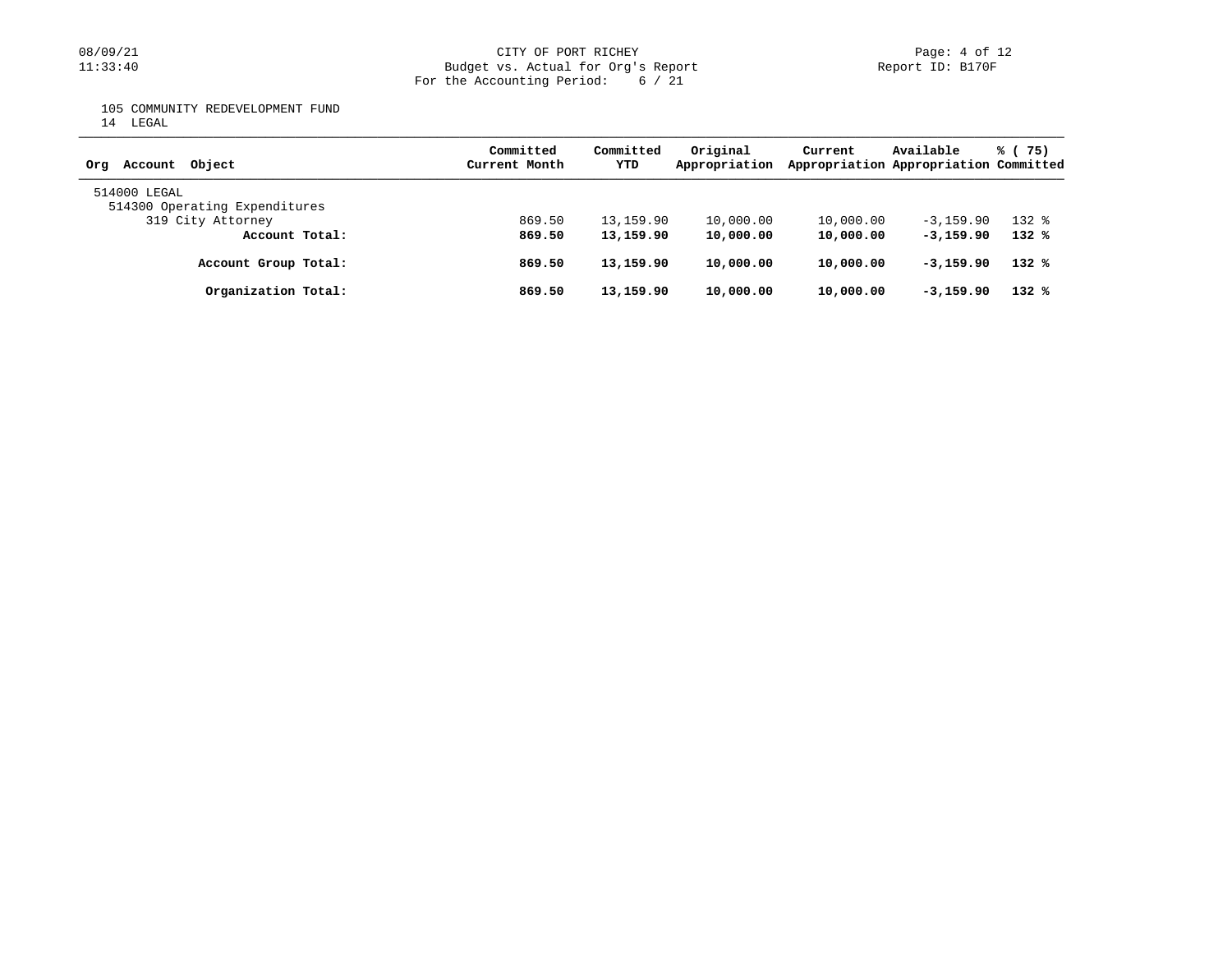CITY OF PORT RICHEY
Budget vs. Actual for Org's Report
For the Accounting Period: 6 / 21

105 COMMUNITY REDEVELOPMENT FUND
14 LEGAL

| Org Account Object | Committed Current Month | Committed YTD | Original Appropriation | Current Appropriation | Available Appropriation | % ( 75) Committed |
|---|---|---|---|---|---|---|
| 514000 LEGAL | | | | | | |
| 514300 Operating Expenditures | | | | | | |
| 319 City Attorney | 869.50 | 13,159.90 | 10,000.00 | 10,000.00 | -3,159.90 | 132 % |
| **Account Total:** | **869.50** | **13,159.90** | **10,000.00** | **10,000.00** | **-3,159.90** | **132 %** |
| **Account Group Total:** | **869.50** | **13,159.90** | **10,000.00** | **10,000.00** | **-3,159.90** | **132 %** |
| **Organization Total:** | **869.50** | **13,159.90** | **10,000.00** | **10,000.00** | **-3,159.90** | **132 %** |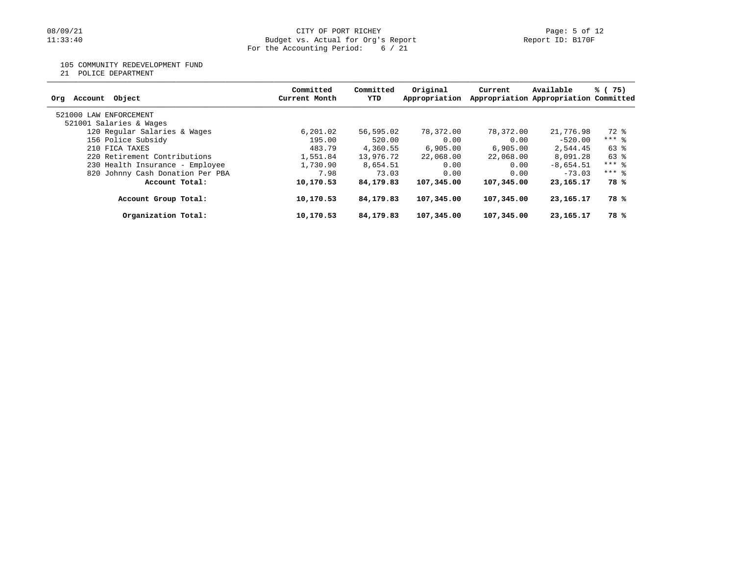# CITY OF PORT RICHEY

Budget vs. Actual for Org's Report

For the Accounting Period: 6 / 21

105 COMMUNITY REDEVELOPMENT FUND

21 POLICE DEPARTMENT

| Org Account Object | Committed Current Month | Committed YTD | Original Appropriation | Current Appropriation | Available Appropriation | % ( 75) Committed |
|---|---|---|---|---|---|---|
| 521000 LAW ENFORCEMENT | | | | | | |
| 521001 Salaries & Wages | | | | | | |
| 120 Regular Salaries & Wages | 6,201.02 | 56,595.02 | 78,372.00 | 78,372.00 | 21,776.98 | 72 % |
| 156 Police Subsidy | 195.00 | 520.00 | 0.00 | 0.00 | -520.00 | *** % |
| 210 FICA TAXES | 483.79 | 4,360.55 | 6,905.00 | 6,905.00 | 2,544.45 | 63 % |
| 220 Retirement Contributions | 1,551.84 | 13,976.72 | 22,068.00 | 22,068.00 | 8,091.28 | 63 % |
| 230 Health Insurance - Employee | 1,730.90 | 8,654.51 | 0.00 | 0.00 | -8,654.51 | *** % |
| 820 Johnny Cash Donation Per PBA | 7.98 | 73.03 | 0.00 | 0.00 | -73.03 | *** % |
| **Account Total:** | **10,170.53** | **84,179.83** | **107,345.00** | **107,345.00** | **23,165.17** | **78 %** |
| **Account Group Total:** | **10,170.53** | **84,179.83** | **107,345.00** | **107,345.00** | **23,165.17** | **78 %** |
| **Organization Total:** | **10,170.53** | **84,179.83** | **107,345.00** | **107,345.00** | **23,165.17** | **78 %** |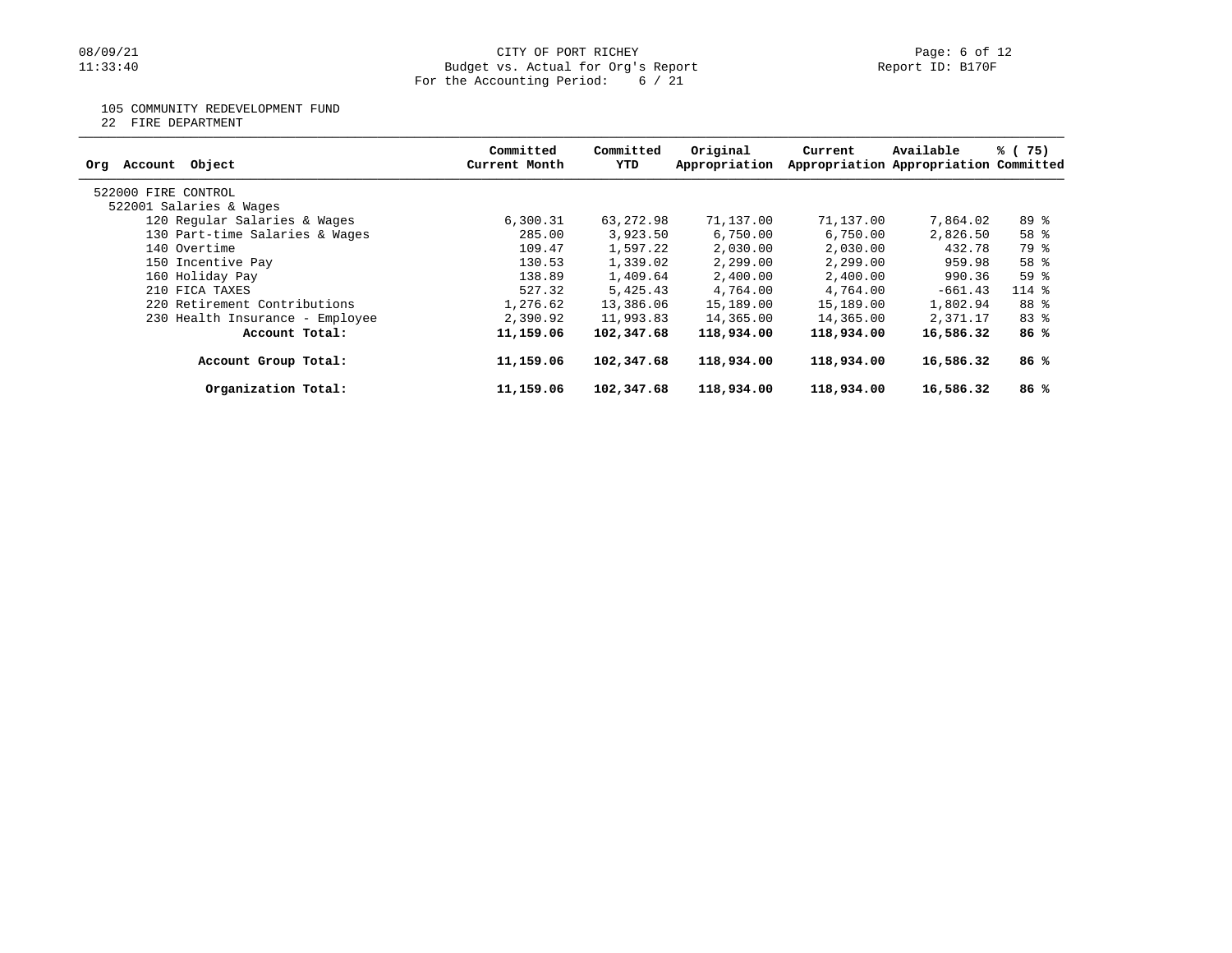CITY OF PORT RICHEY
Budget vs. Actual for Org's Report
For the Accounting Period: 6 / 21

105 COMMUNITY REDEVELOPMENT FUND
22 FIRE DEPARTMENT

| Org Account Object | Committed Current Month | Committed YTD | Original Appropriation | Current Appropriation | Available Appropriation | % ( 75) Committed |
|---|---|---|---|---|---|---|
| 522000 FIRE CONTROL | | | | | | |
| 522001 Salaries & Wages | | | | | | |
| 120 Regular Salaries & Wages | 6,300.31 | 63,272.98 | 71,137.00 | 71,137.00 | 7,864.02 | 89 % |
| 130 Part-time Salaries & Wages | 285.00 | 3,923.50 | 6,750.00 | 6,750.00 | 2,826.50 | 58 % |
| 140 Overtime | 109.47 | 1,597.22 | 2,030.00 | 2,030.00 | 432.78 | 79 % |
| 150 Incentive Pay | 130.53 | 1,339.02 | 2,299.00 | 2,299.00 | 959.98 | 58 % |
| 160 Holiday Pay | 138.89 | 1,409.64 | 2,400.00 | 2,400.00 | 990.36 | 59 % |
| 210 FICA TAXES | 527.32 | 5,425.43 | 4,764.00 | 4,764.00 | -661.43 | 114 % |
| 220 Retirement Contributions | 1,276.62 | 13,386.06 | 15,189.00 | 15,189.00 | 1,802.94 | 88 % |
| 230 Health Insurance - Employee | 2,390.92 | 11,993.83 | 14,365.00 | 14,365.00 | 2,371.17 | 83 % |
| **Account Total:** | **11,159.06** | **102,347.68** | **118,934.00** | **118,934.00** | **16,586.32** | **86 %** |
| **Account Group Total:** | **11,159.06** | **102,347.68** | **118,934.00** | **118,934.00** | **16,586.32** | **86 %** |
| **Organization Total:** | **11,159.06** | **102,347.68** | **118,934.00** | **118,934.00** | **16,586.32** | **86 %** |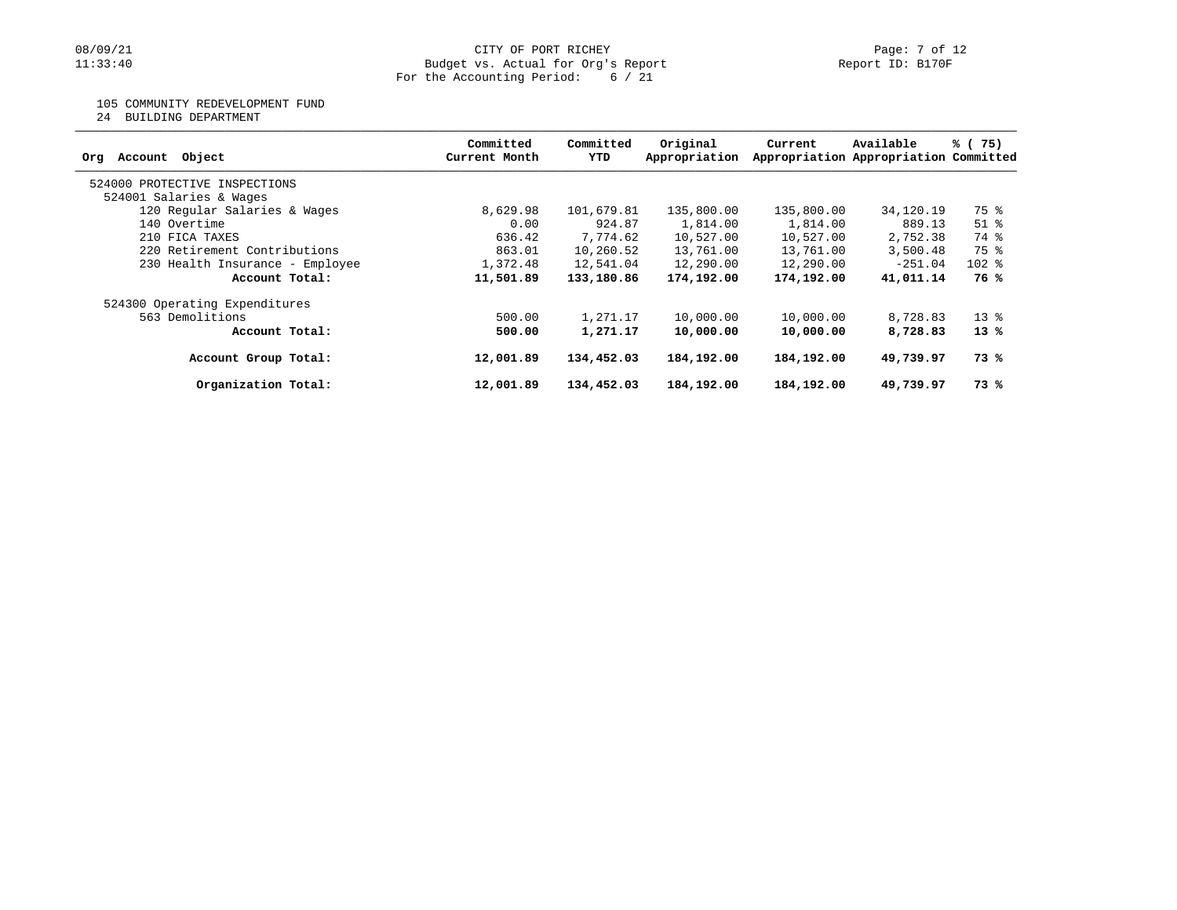CITY OF PORT RICHEY
Budget vs. Actual for Org's Report
For the Accounting Period: 6 / 21

08/09/21
11:33:40

Report ID: B170F

105 COMMUNITY REDEVELOPMENT FUND
24 BUILDING DEPARTMENT

| Org Account Object | Committed Current Month | Committed YTD | Original Appropriation | Current Appropriation | Available Appropriation | % ( 75) Committed |
|---|---|---|---|---|---|---|
| 524000 PROTECTIVE INSPECTIONS | | | | | | |
| 524001 Salaries & Wages | | | | | | |
| 120 Regular Salaries & Wages | 8,629.98 | 101,679.81 | 135,800.00 | 135,800.00 | 34,120.19 | 75 % |
| 140 Overtime | 0.00 | 924.87 | 1,814.00 | 1,814.00 | 889.13 | 51 % |
| 210 FICA TAXES | 636.42 | 7,774.62 | 10,527.00 | 10,527.00 | 2,752.38 | 74 % |
| 220 Retirement Contributions | 863.01 | 10,260.52 | 13,761.00 | 13,761.00 | 3,500.48 | 75 % |
| 230 Health Insurance - Employee | 1,372.48 | 12,541.04 | 12,290.00 | 12,290.00 | -251.04 | 102 % |
| **Account Total:** | **11,501.89** | **133,180.86** | **174,192.00** | **174,192.00** | **41,011.14** | **76 %** |
| 524300 Operating Expenditures | | | | | | |
| 563 Demolitions | 500.00 | 1,271.17 | 10,000.00 | 10,000.00 | 8,728.83 | 13 % |
| **Account Total:** | **500.00** | **1,271.17** | **10,000.00** | **10,000.00** | **8,728.83** | **13 %** |
| **Account Group Total:** | **12,001.89** | **134,452.03** | **184,192.00** | **184,192.00** | **49,739.97** | **73 %** |
| **Organization Total:** | **12,001.89** | **134,452.03** | **184,192.00** | **184,192.00** | **49,739.97** | **73 %** |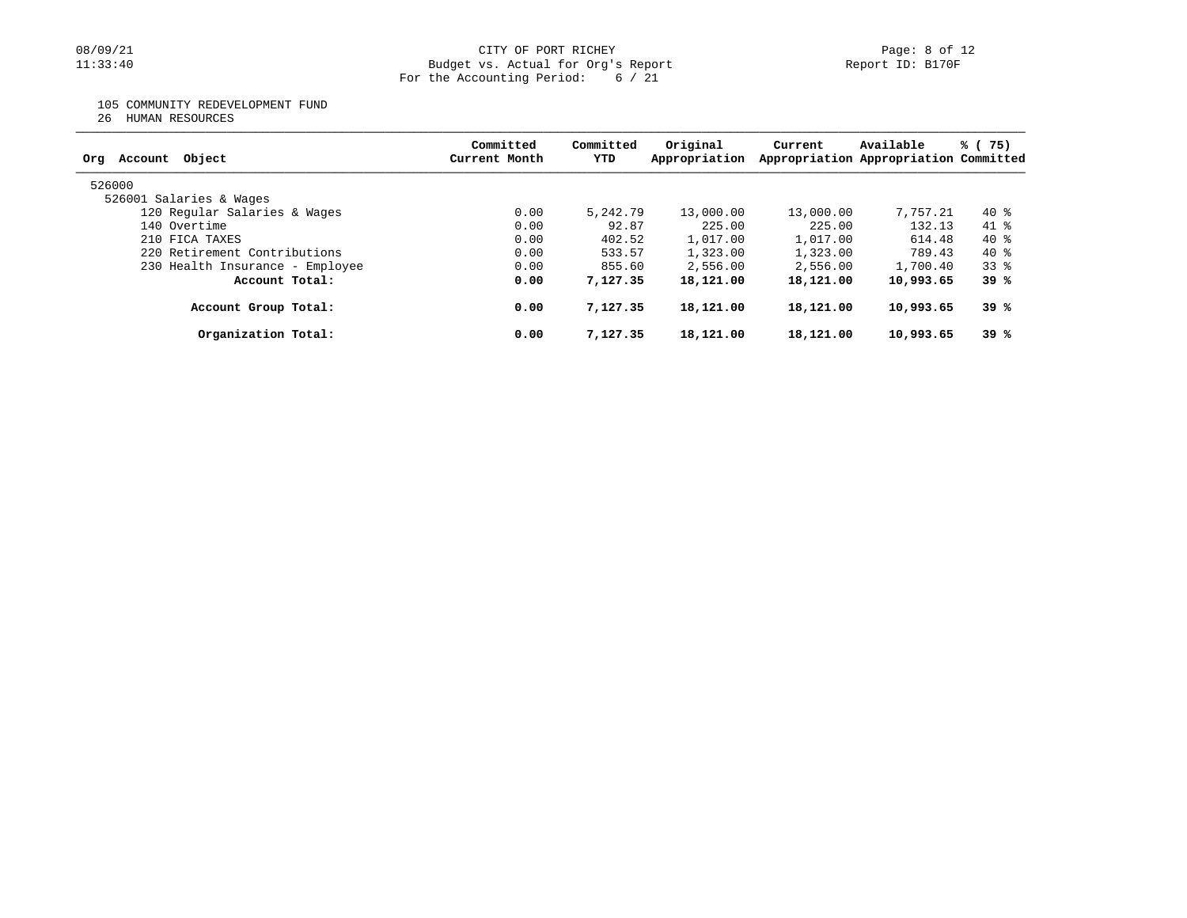CITY OF PORT RICHEY
Budget vs. Actual for Org's Report
For the Accounting Period: 6 / 21

105 COMMUNITY REDEVELOPMENT FUND
26 HUMAN RESOURCES

| Org Account Object | Committed Current Month | Committed YTD | Original Appropriation | Current Appropriation | Available Appropriation | % ( 75) Committed |
|---|---|---|---|---|---|---|
| 526000 | | | | | | |
| 526001 Salaries & Wages | | | | | | |
| 120 Regular Salaries & Wages | 0.00 | 5,242.79 | 13,000.00 | 13,000.00 | 7,757.21 | 40 % |
| 140 Overtime | 0.00 | 92.87 | 225.00 | 225.00 | 132.13 | 41 % |
| 210 FICA TAXES | 0.00 | 402.52 | 1,017.00 | 1,017.00 | 614.48 | 40 % |
| 220 Retirement Contributions | 0.00 | 533.57 | 1,323.00 | 1,323.00 | 789.43 | 40 % |
| 230 Health Insurance - Employee | 0.00 | 855.60 | 2,556.00 | 2,556.00 | 1,700.40 | 33 % |
| **Account Total:** | **0.00** | **7,127.35** | **18,121.00** | **18,121.00** | **10,993.65** | **39 %** |
| **Account Group Total:** | **0.00** | **7,127.35** | **18,121.00** | **18,121.00** | **10,993.65** | **39 %** |
| **Organization Total:** | **0.00** | **7,127.35** | **18,121.00** | **18,121.00** | **10,993.65** | **39 %** |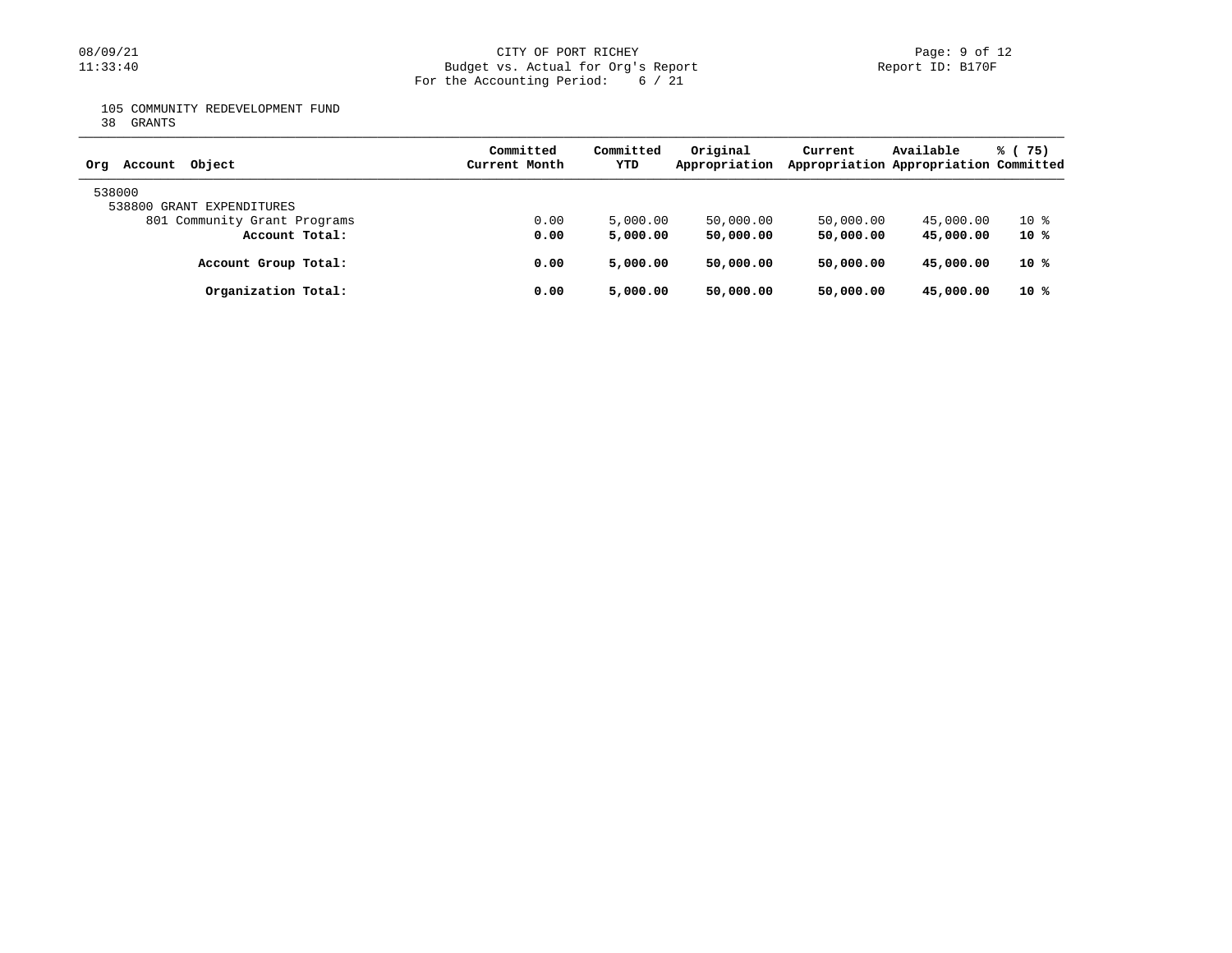105 COMMUNITY REDEVELOPMENT FUND
38 GRANTS

| Org Account Object | Committed Current Month | Committed YTD | Original Appropriation | Current Appropriation | Available Appropriation | % ( 75) Committed |
|---|---|---|---|---|---|---|
| 538000 | | | | | | |
| 538800 GRANT EXPENDITURES | | | | | | |
| 801 Community Grant Programs | 0.00 | 5,000.00 | 50,000.00 | 50,000.00 | 45,000.00 | 10 % |
| **Account Total:** | **0.00** | **5,000.00** | **50,000.00** | **50,000.00** | **45,000.00** | **10 %** |
| **Account Group Total:** | **0.00** | **5,000.00** | **50,000.00** | **50,000.00** | **45,000.00** | **10 %** |
| **Organization Total:** | **0.00** | **5,000.00** | **50,000.00** | **50,000.00** | **45,000.00** | **10 %** |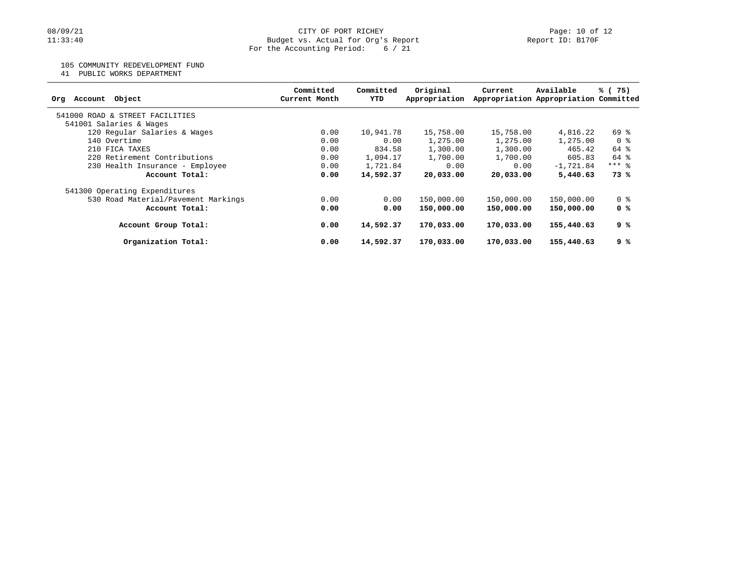CITY OF PORT RICHEY
Budget vs. Actual for Org's Report
For the Accounting Period: 6 / 21

Report ID: B170F

105 COMMUNITY REDEVELOPMENT FUND
41 PUBLIC WORKS DEPARTMENT

| Org Account Object | Committed Current Month | Committed YTD | Original Appropriation | Current Appropriation | Available Appropriation | % ( 75) Committed |
|---|---|---|---|---|---|---|
| 541000 ROAD & STREET FACILITIES | | | | | | |
| 541001 Salaries & Wages | | | | | | |
| 120 Regular Salaries & Wages | 0.00 | 10,941.78 | 15,758.00 | 15,758.00 | 4,816.22 | 69 % |
| 140 Overtime | 0.00 | 0.00 | 1,275.00 | 1,275.00 | 1,275.00 | 0 % |
| 210 FICA TAXES | 0.00 | 834.58 | 1,300.00 | 1,300.00 | 465.42 | 64 % |
| 220 Retirement Contributions | 0.00 | 1,094.17 | 1,700.00 | 1,700.00 | 605.83 | 64 % |
| 230 Health Insurance - Employee | 0.00 | 1,721.84 | 0.00 | 0.00 | -1,721.84 | *** % |
| **Account Total:** | **0.00** | **14,592.37** | **20,033.00** | **20,033.00** | **5,440.63** | **73 %** |
| 541300 Operating Expenditures | | | | | | |
| 530 Road Material/Pavement Markings | 0.00 | 0.00 | 150,000.00 | 150,000.00 | 150,000.00 | 0 % |
| **Account Total:** | **0.00** | **0.00** | **150,000.00** | **150,000.00** | **150,000.00** | **0 %** |
| **Account Group Total:** | **0.00** | **14,592.37** | **170,033.00** | **170,033.00** | **155,440.63** | **9 %** |
| **Organization Total:** | **0.00** | **14,592.37** | **170,033.00** | **170,033.00** | **155,440.63** | **9 %** |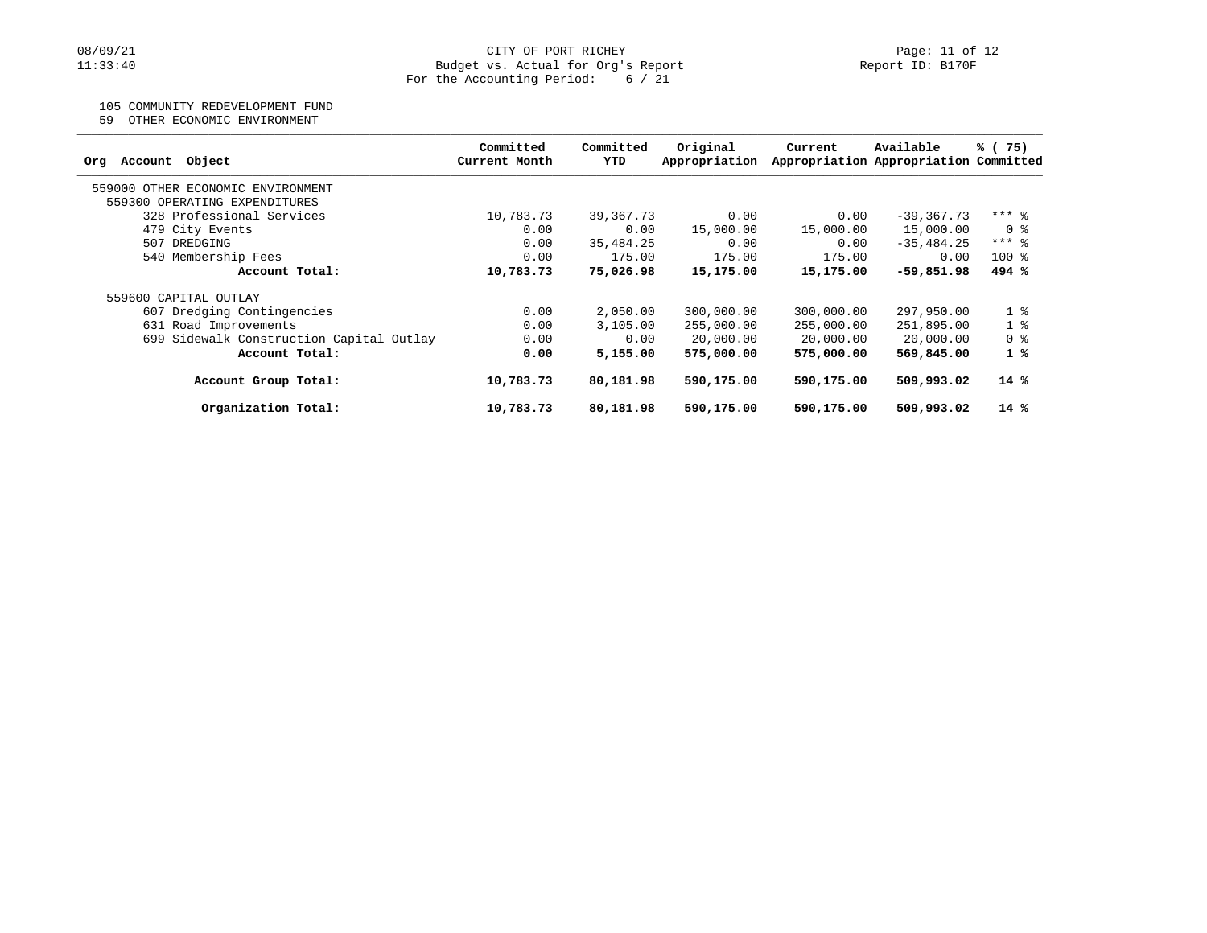CITY OF PORT RICHEY
Budget vs. Actual for Org's Report
For the Accounting Period: 6 / 21

08/09/21
11:33:40

Report ID: B170F

105 COMMUNITY REDEVELOPMENT FUND
59 OTHER ECONOMIC ENVIRONMENT

| Org Account Object | Committed Current Month | Committed YTD | Original Appropriation | Current Appropriation | Available Appropriation | % ( 75) Committed |
|---|---|---|---|---|---|---|
| 559000 OTHER ECONOMIC ENVIRONMENT | | | | | | |
| 559300 OPERATING EXPENDITURES | | | | | | |
| 328 Professional Services | 10,783.73 | 39,367.73 | 0.00 | 0.00 | -39,367.73 | *** % |
| 479 City Events | 0.00 | 0.00 | 15,000.00 | 15,000.00 | 15,000.00 | 0 % |
| 507 DREDGING | 0.00 | 35,484.25 | 0.00 | 0.00 | -35,484.25 | *** % |
| 540 Membership Fees | 0.00 | 175.00 | 175.00 | 175.00 | 0.00 | 100 % |
| **Account Total:** | **10,783.73** | **75,026.98** | **15,175.00** | **15,175.00** | **-59,851.98** | **494 %** |
| 559600 CAPITAL OUTLAY | | | | | | |
| 607 Dredging Contingencies | 0.00 | 2,050.00 | 300,000.00 | 300,000.00 | 297,950.00 | 1 % |
| 631 Road Improvements | 0.00 | 3,105.00 | 255,000.00 | 255,000.00 | 251,895.00 | 1 % |
| 699 Sidewalk Construction Capital Outlay | 0.00 | 0.00 | 20,000.00 | 20,000.00 | 20,000.00 | 0 % |
| **Account Total:** | **0.00** | **5,155.00** | **575,000.00** | **575,000.00** | **569,845.00** | **1 %** |
| **Account Group Total:** | **10,783.73** | **80,181.98** | **590,175.00** | **590,175.00** | **509,993.02** | **14 %** |
| **Organization Total:** | **10,783.73** | **80,181.98** | **590,175.00** | **590,175.00** | **509,993.02** | **14 %** |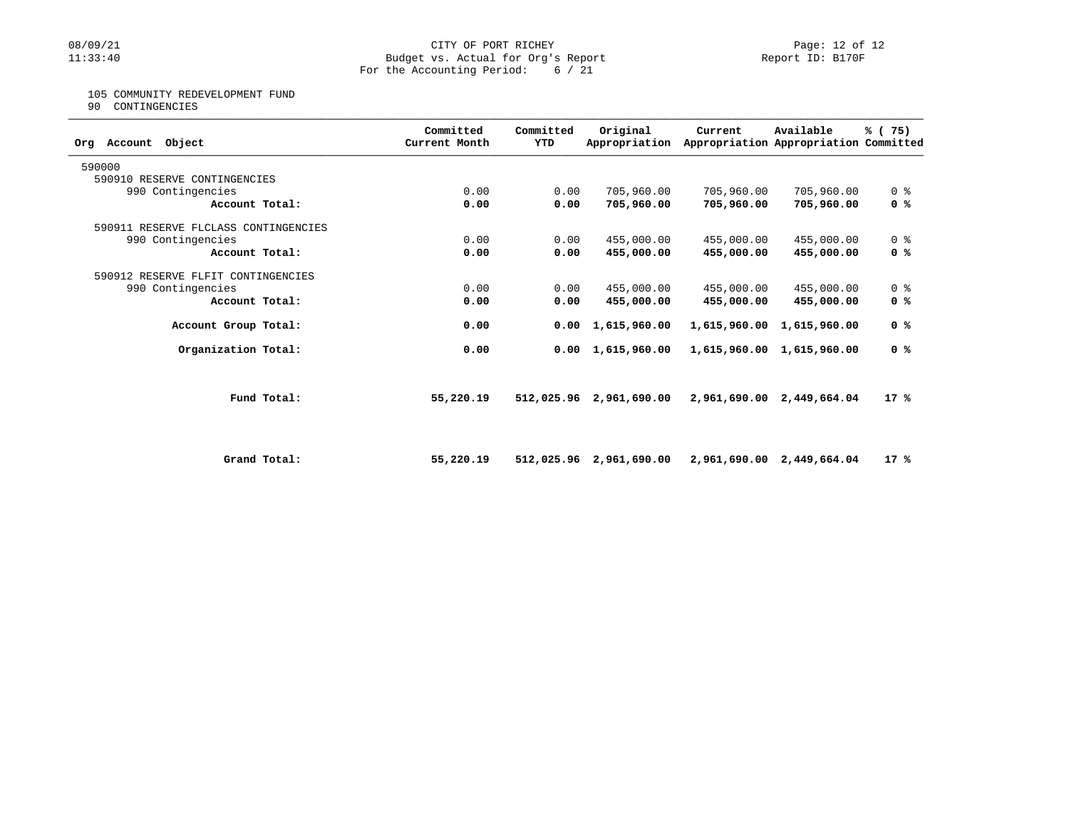CITY OF PORT RICHEY
Budget vs. Actual for Org's Report
For the Accounting Period: 6 / 21

105 COMMUNITY REDEVELOPMENT FUND
90 CONTINGENCIES

| Org Account Object | Committed Current Month | Committed YTD | Original Appropriation | Current Appropriation | Available Appropriation | % ( 75) Committed |
|---|---|---|---|---|---|---|
| 590000 | | | | | | |
| 590910 RESERVE CONTINGENCIES | | | | | | |
| 990 Contingencies | 0.00 | 0.00 | 705,960.00 | 705,960.00 | 705,960.00 | 0 % |
| **Account Total:** | **0.00** | **0.00** | **705,960.00** | **705,960.00** | **705,960.00** | **0 %** |
| 590911 RESERVE FLCLASS CONTINGENCIES | | | | | | |
| 990 Contingencies | 0.00 | 0.00 | 455,000.00 | 455,000.00 | 455,000.00 | 0 % |
| **Account Total:** | **0.00** | **0.00** | **455,000.00** | **455,000.00** | **455,000.00** | **0 %** |
| 590912 RESERVE FLFIT CONTINGENCIES | | | | | | |
| 990 Contingencies | 0.00 | 0.00 | 455,000.00 | 455,000.00 | 455,000.00 | 0 % |
| **Account Total:** | **0.00** | **0.00** | **455,000.00** | **455,000.00** | **455,000.00** | **0 %** |
| **Account Group Total:** | **0.00** | **0.00** | **1,615,960.00** | **1,615,960.00** | **1,615,960.00** | **0 %** |
| **Organization Total:** | **0.00** | **0.00** | **1,615,960.00** | **1,615,960.00** | **1,615,960.00** | **0 %** |
| **Fund Total:** | **55,220.19** | **512,025.96** | **2,961,690.00** | **2,961,690.00** | **2,449,664.04** | **17 %** |
| **Grand Total:** | **55,220.19** | **512,025.96** | **2,961,690.00** | **2,961,690.00** | **2,449,664.04** | **17 %** |